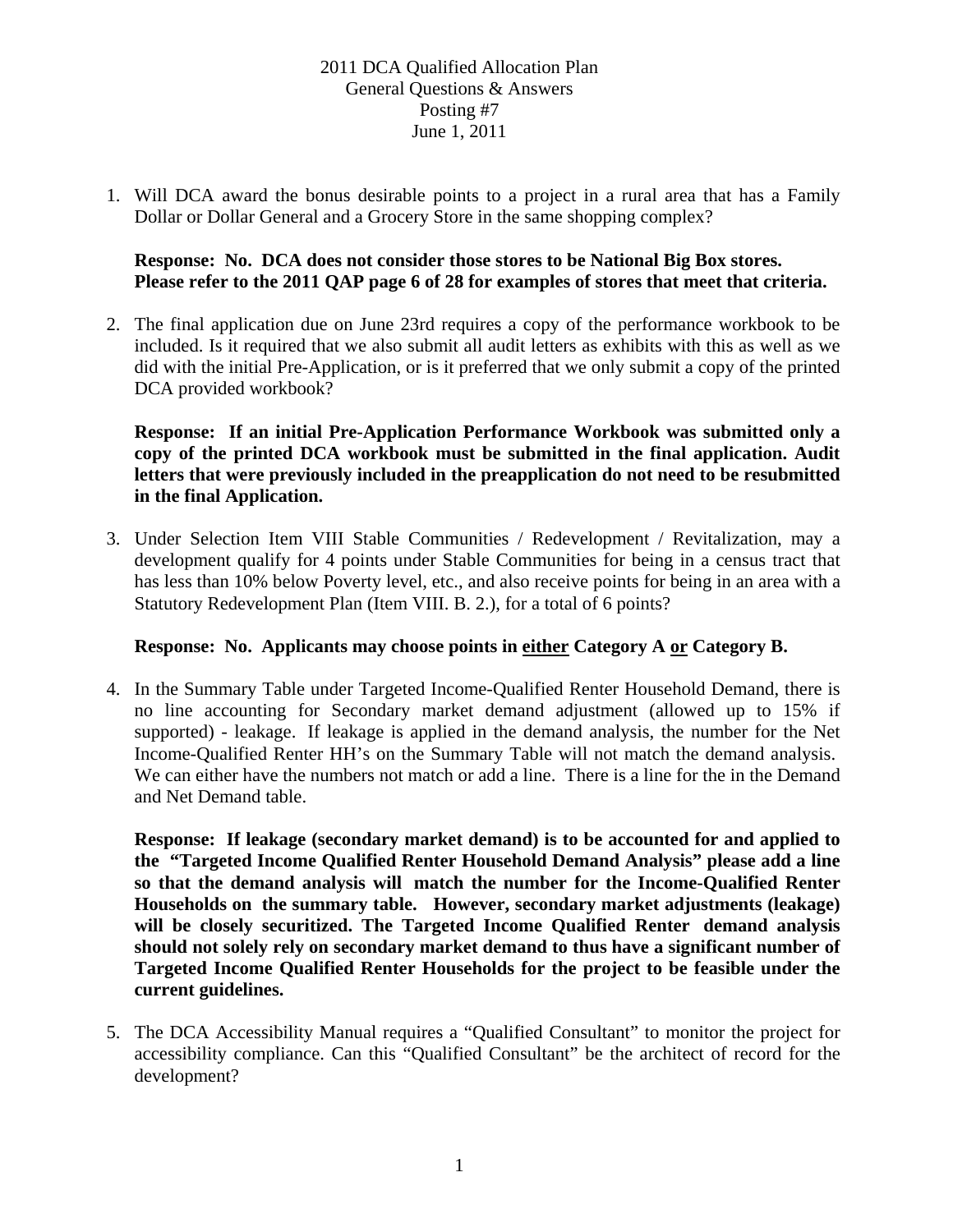2011 DCA Qualified Allocation Plan
General Questions & Answers
Posting #7
June 1, 2011

1. Will DCA award the bonus desirable points to a project in a rural area that has a Family Dollar or Dollar General and a Grocery Store in the same shopping complex?

   **Response: No. DCA does not consider those stores to be National Big Box stores. Please refer to the 2011 QAP page 6 of 28 for examples of stores that meet that criteria.**

2. The final application due on June 23rd requires a copy of the performance workbook to be included. Is it required that we also submit all audit letters as exhibits with this as well as we did with the initial Pre-Application, or is it preferred that we only submit a copy of the printed DCA provided workbook?

   **Response: If an initial Pre-Application Performance Workbook was submitted only a copy of the printed DCA workbook must be submitted in the final application. Audit letters that were previously included in the preapplication do not need to be resubmitted in the final Application.**

3. Under Selection Item VIII Stable Communities / Redevelopment / Revitalization, may a development qualify for 4 points under Stable Communities for being in a census tract that has less than 10% below Poverty level, etc., and also receive points for being in an area with a Statutory Redevelopment Plan (Item VIII. B. 2.), for a total of 6 points?

   **Response: No. Applicants may choose points in <u>either</u> Category A <u>or</u> Category B.**

4. In the Summary Table under Targeted Income-Qualified Renter Household Demand, there is no line accounting for Secondary market demand adjustment (allowed up to 15% if supported) - leakage. If leakage is applied in the demand analysis, the number for the Net Income-Qualified Renter HH's on the Summary Table will not match the demand analysis. We can either have the numbers not match or add a line. There is a line for the in the Demand and Net Demand table.

   **Response: If leakage (secondary market demand) is to be accounted for and applied to the "Targeted Income Qualified Renter Household Demand Analysis" please add a line so that the demand analysis will match the number for the Income-Qualified Renter Households on the summary table. However, secondary market adjustments (leakage) will be closely securitized. The Targeted Income Qualified Renter demand analysis should not solely rely on secondary market demand to thus have a significant number of Targeted Income Qualified Renter Households for the project to be feasible under the current guidelines.**

5. The DCA Accessibility Manual requires a "Qualified Consultant" to monitor the project for accessibility compliance. Can this "Qualified Consultant" be the architect of record for the development?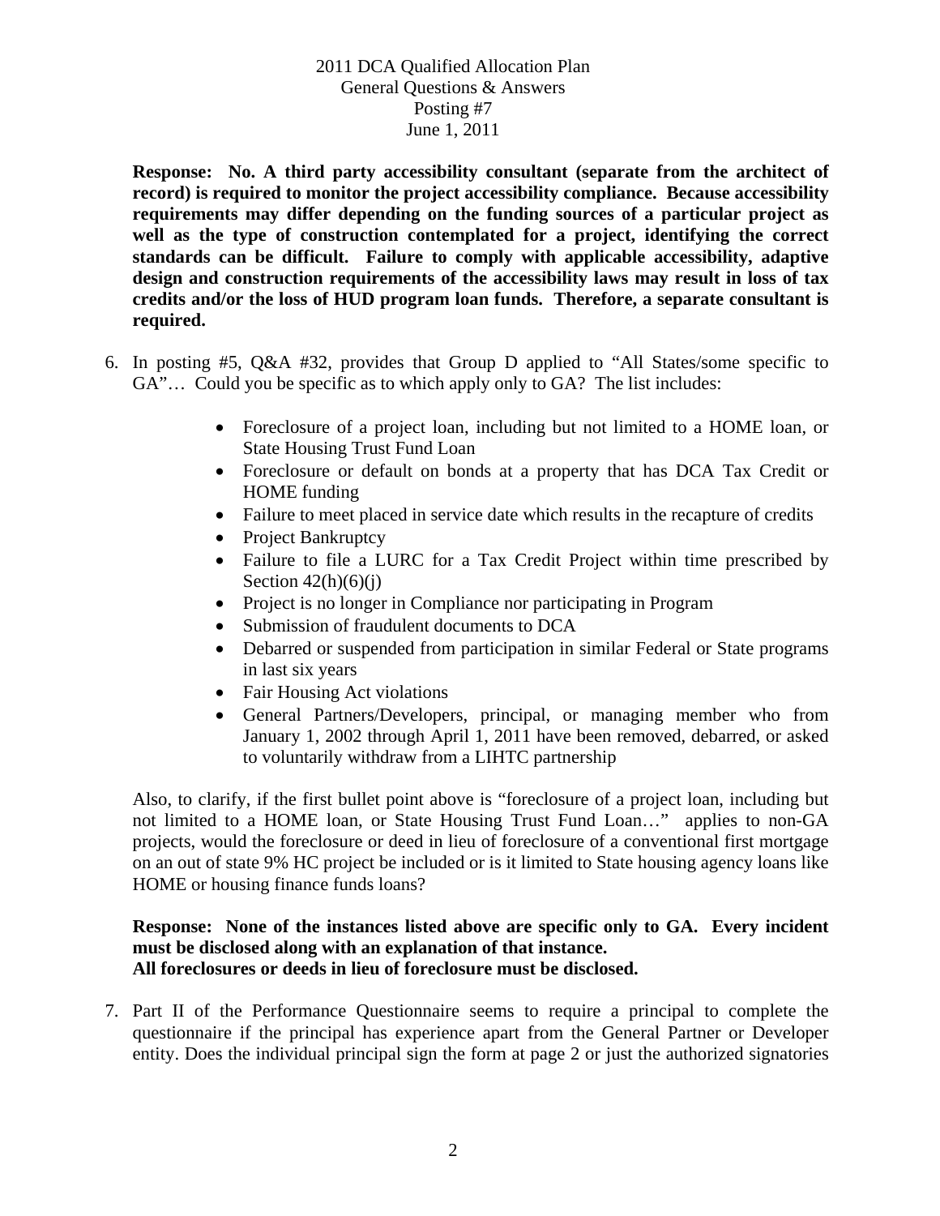**Response: No. A third party accessibility consultant (separate from the architect of record) is required to monitor the project accessibility compliance. Because accessibility requirements may differ depending on the funding sources of a particular project as well as the type of construction contemplated for a project, identifying the correct standards can be difficult. Failure to comply with applicable accessibility, adaptive design and construction requirements of the accessibility laws may result in loss of tax credits and/or the loss of HUD program loan funds. Therefore, a separate consultant is required.**

6. In posting #5, Q&A #32, provides that Group D applied to "All States/some specific to GA"… Could you be specific as to which apply only to GA? The list includes:

   - Foreclosure of a project loan, including but not limited to a HOME loan, or State Housing Trust Fund Loan
   - Foreclosure or default on bonds at a property that has DCA Tax Credit or HOME funding
   - Failure to meet placed in service date which results in the recapture of credits
   - Project Bankruptcy
   - Failure to file a LURC for a Tax Credit Project within time prescribed by Section 42(h)(6)(j)
   - Project is no longer in Compliance nor participating in Program
   - Submission of fraudulent documents to DCA
   - Debarred or suspended from participation in similar Federal or State programs in last six years
   - Fair Housing Act violations
   - General Partners/Developers, principal, or managing member who from January 1, 2002 through April 1, 2011 have been removed, debarred, or asked to voluntarily withdraw from a LIHTC partnership

   Also, to clarify, if the first bullet point above is "foreclosure of a project loan, including but not limited to a HOME loan, or State Housing Trust Fund Loan…" applies to non-GA projects, would the foreclosure or deed in lieu of foreclosure of a conventional first mortgage on an out of state 9% HC project be included or is it limited to State housing agency loans like HOME or housing finance funds loans?

   **Response: None of the instances listed above are specific only to GA. Every incident must be disclosed along with an explanation of that instance.**
   **All foreclosures or deeds in lieu of foreclosure must be disclosed.**

7. Part II of the Performance Questionnaire seems to require a principal to complete the questionnaire if the principal has experience apart from the General Partner or Developer entity. Does the individual principal sign the form at page 2 or just the authorized signatories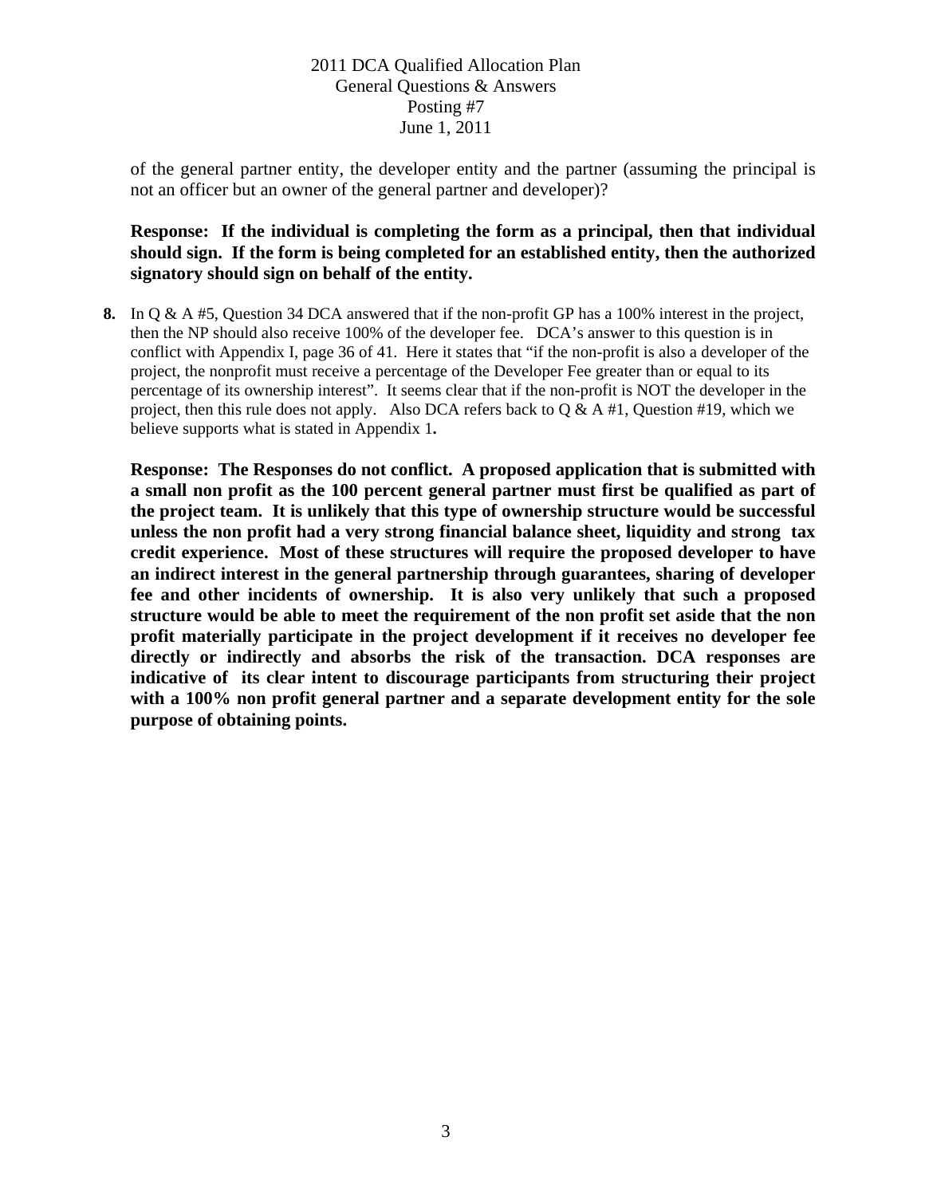of the general partner entity, the developer entity and the partner (assuming the principal is not an officer but an owner of the general partner and developer)?

**Response: If the individual is completing the form as a principal, then that individual should sign. If the form is being completed for an established entity, then the authorized signatory should sign on behalf of the entity.**

**8.** In Q & A #5, Question 34 DCA answered that if the non-profit GP has a 100% interest in the project, then the NP should also receive 100% of the developer fee. DCA's answer to this question is in conflict with Appendix I, page 36 of 41. Here it states that "if the non-profit is also a developer of the project, the nonprofit must receive a percentage of the Developer Fee greater than or equal to its percentage of its ownership interest". It seems clear that if the non-profit is NOT the developer in the project, then this rule does not apply. Also DCA refers back to Q & A #1, Question #19, which we believe supports what is stated in Appendix 1**.**

**Response: The Responses do not conflict. A proposed application that is submitted with a small non profit as the 100 percent general partner must first be qualified as part of the project team. It is unlikely that this type of ownership structure would be successful unless the non profit had a very strong financial balance sheet, liquidity and strong tax credit experience. Most of these structures will require the proposed developer to have an indirect interest in the general partnership through guarantees, sharing of developer fee and other incidents of ownership. It is also very unlikely that such a proposed structure would be able to meet the requirement of the non profit set aside that the non profit materially participate in the project development if it receives no developer fee directly or indirectly and absorbs the risk of the transaction. DCA responses are indicative of its clear intent to discourage participants from structuring their project with a 100% non profit general partner and a separate development entity for the sole purpose of obtaining points.**